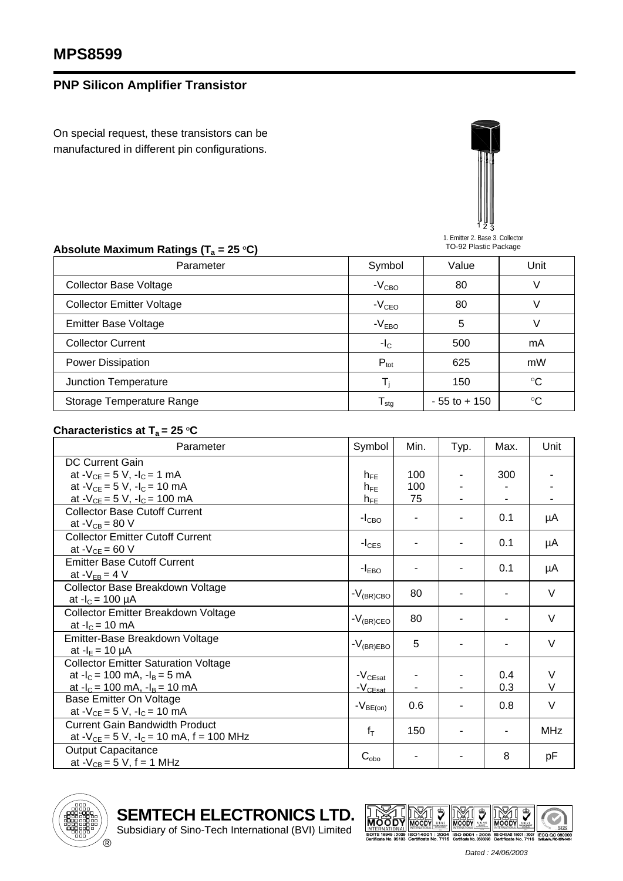# MPS8599

## PNP Silicon Amplifier Transistor

On special request, these transistors can be manufactured in different pin configurations.

1. Emitter 2. Base 3. Collector
TO-92 Plastic Package

### Absolute Maximum Ratings ($T_a$ = 25 °C)

| Parameter | Symbol | Value | Unit |
|---|---|---|---|
| Collector Base Voltage | $-V_{CBO}$ | 80 | V |
| Collector Emitter Voltage | $-V_{CEO}$ | 80 | V |
| Emitter Base Voltage | $-V_{EBO}$ | 5 | V |
| Collector Current | $-I_C$ | 500 | mA |
| Power Dissipation | $P_{tot}$ | 625 | mW |
| Junction Temperature | $T_j$ | 150 | °C |
| Storage Temperature Range | $T_{stg}$ | - 55 to + 150 | °C |

### Characteristics at $T_a$ = 25 °C

| Parameter | Symbol | Min. | Typ. | Max. | Unit |
|---|---|---|---|---|---|
| DC Current Gain<br>at $-V_{CE}$ = 5 V, $-I_C$ = 1 mA<br>at $-V_{CE}$ = 5 V, $-I_C$ = 10 mA<br>at $-V_{CE}$ = 5 V, $-I_C$ = 100 mA | <br>$h_{FE}$<br>$h_{FE}$<br>$h_{FE}$ | <br>100<br>100<br>75 | <br>-<br>-<br>- | <br>300<br>-<br>- | <br>-<br>-<br>- |
| Collector Base Cutoff Current<br>at $-V_{CB}$ = 80 V | $-I_{CBO}$ | - | - | 0.1 | µA |
| Collector Emitter Cutoff Current<br>at $-V_{CE}$ = 60 V | $-I_{CES}$ | - | - | 0.1 | µA |
| Emitter Base Cutoff Current<br>at $-V_{EB}$ = 4 V | $-I_{EBO}$ | - | - | 0.1 | µA |
| Collector Base Breakdown Voltage<br>at $-I_C$ = 100 µA | $-V_{(BR)CBO}$ | 80 | - | - | V |
| Collector Emitter Breakdown Voltage<br>at $-I_C$ = 10 mA | $-V_{(BR)CEO}$ | 80 | - | - | V |
| Emitter-Base Breakdown Voltage<br>at $-I_E$ = 10 µA | $-V_{(BR)EBO}$ | 5 | - | - | V |
| Collector Emitter Saturation Voltage<br>at $-I_C$ = 100 mA, $-I_B$ = 5 mA<br>at $-I_C$ = 100 mA, $-I_B$ = 10 mA | <br>$-V_{CEsat}$<br>$-V_{CEsat}$ | <br>-<br>- | <br>-<br>- | <br>0.4<br>0.3 | <br>V<br>V |
| Base Emitter On Voltage<br>at $-V_{CE}$ = 5 V, $-I_C$ = 10 mA | $-V_{BE(on)}$ | 0.6 | - | 0.8 | V |
| Current Gain Bandwidth Product<br>at $-V_{CE}$ = 5 V, $-I_C$ = 10 mA, f = 100 MHz | $f_T$ | 150 | - | - | MHz |
| Output Capacitance<br>at $-V_{CB}$ = 5 V, f = 1 MHz | $C_{obo}$ | - | - | 8 | pF |

**SEMTECH ELECTRONICS LTD.**
Subsidiary of Sino-Tech International (BVI) Limited

ISO/TS 16949 : 2009 Certificate No. 05103 | ISO14001 : 2004 Certificate No. 7116 | ISO 9001 : 2008 Certificate No. 0506098 | BS-OHSAS 18001 : 2007 Certificate No. 7116 | IECQ QC 080000

*Dated : 24/06/2003*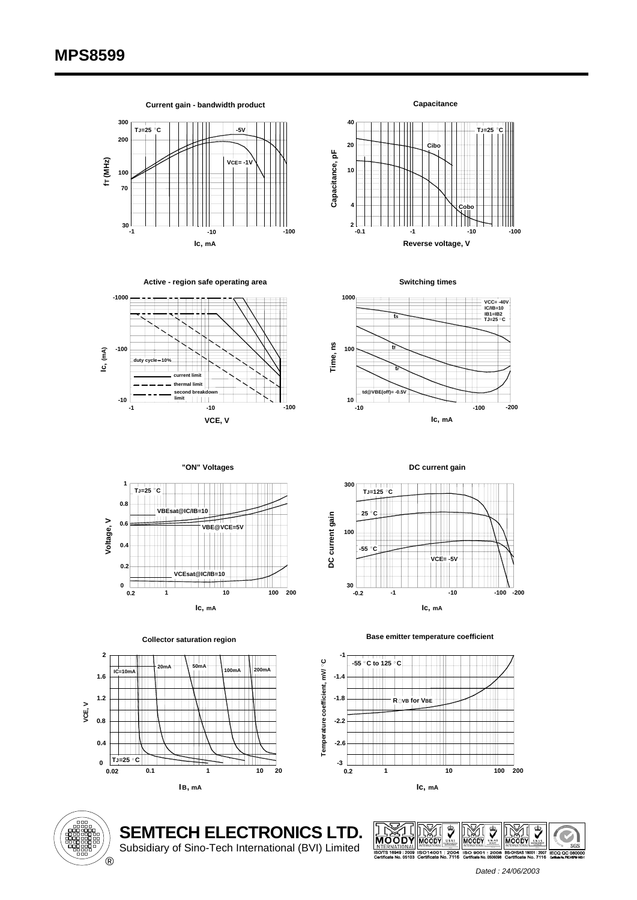# MPS8599

**Current gain - bandwidth product**

300
200
100
70
30
$T_J$=25 °C
-5V
$V_{CE}$= -1V
$f_T$ (MHz)
-1
-10
-100
$I_C$, mA

**Capacitance**

40
20
10
4
2
$T_J$=25 °C
Cibo
Cobo
Capacitance, pF
-0.1
-1
-10
-100
Reverse voltage, V

**Active - region safe operating area**

-1000
-100
-10
duty cycle=10%
current limit
thermal limit
second breakdown limit
$I_C$, (mA)
-1
-10
-100
VCE, V

**Switching times**

1000
100
10
VCC= -40V
IC/IB=10
IB1=IB2
$T_J$=25 °C
ts
tf
tr
td@VBE(off)= -0.5V
Time, ns
-10
-100
-200
$I_C$, mA

**"ON" Voltages**

1
0.8
0.6
0.4
0.2
0
$T_J$=25 °C
VBEsat@IC/IB=10
VBE@VCE=5V
VCEsat@IC/IB=10
Voltage, V
0.2
1
10
100
200
$I_C$, mA

**DC current gain**

300
100
30
$T_J$=125 °C
25 °C
-55 °C
VCE= -5V
DC current gain
-0.2
-1
-10
-100
-200
$I_C$, mA

**Collector saturation region**

2
1.6
1.2
0.8
0.4
0
IC=10mA
20mA
50mA
100mA
200mA
$T_J$=25 °C
VCE, V
0.02
0.1
1
10
20
$I_B$, mA

**Base emitter temperature coefficient**

-1
-1.4
-1.8
-2.2
-2.6
-3
-55 °C to 125 °C
RθVB for VBE
Temperature coefficient, mV/ °C
0.2
1
10
100
200
$I_C$, mA

**SEMTECH ELECTRONICS LTD.**
Subsidiary of Sino-Tech International (BVI) Limited

ISO/TS 16949 : 2009 Certificate No. 05103
ISO14001 : 2004 Certificate No. 7116
ISO 9001 : 2008 Certificate No. 0506098
BS-OHSAS 18001 : 2007 Certificate No. 7116
IECQ QC 080000

*Dated : 24/06/2003*